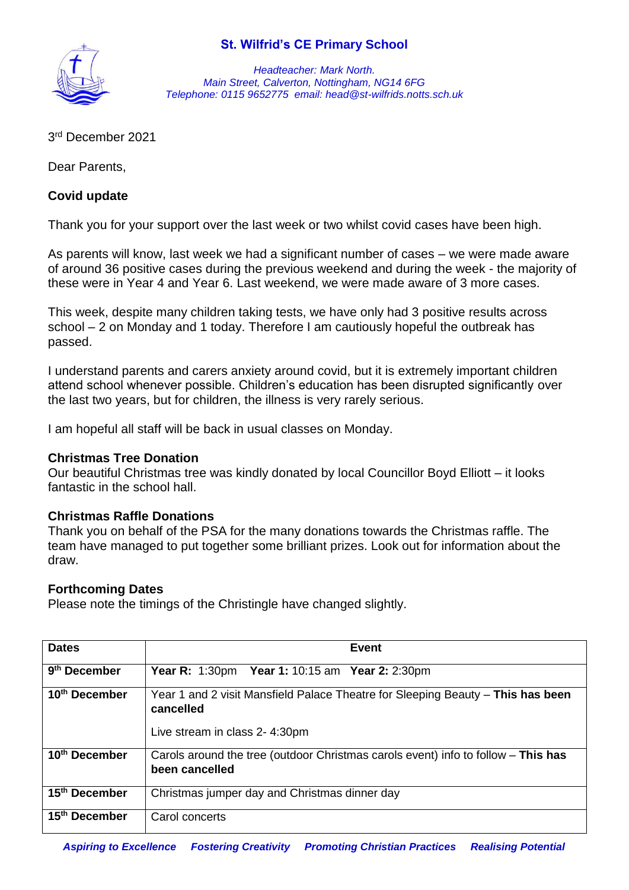# St. Wilfrid's CE Primary School

*Headteacher: Mark North.*
*Main Street, Calverton, Nottingham, NG14 6FG*
*Telephone: 0115 9652775 email: head@st-wilfrids.notts.sch.uk*

3rd December 2021

Dear Parents,

**Covid update**

Thank you for your support over the last week or two whilst covid cases have been high.

As parents will know, last week we had a significant number of cases – we were made aware of around 36 positive cases during the previous weekend and during the week - the majority of these were in Year 4 and Year 6. Last weekend, we were made aware of 3 more cases.

This week, despite many children taking tests, we have only had 3 positive results across school – 2 on Monday and 1 today. Therefore I am cautiously hopeful the outbreak has passed.

I understand parents and carers anxiety around covid, but it is extremely important children attend school whenever possible. Children's education has been disrupted significantly over the last two years, but for children, the illness is very rarely serious.

I am hopeful all staff will be back in usual classes on Monday.

**Christmas Tree Donation**

Our beautiful Christmas tree was kindly donated by local Councillor Boyd Elliott – it looks fantastic in the school hall.

**Christmas Raffle Donations**

Thank you on behalf of the PSA for the many donations towards the Christmas raffle. The team have managed to put together some brilliant prizes. Look out for information about the draw.

**Forthcoming Dates**

Please note the timings of the Christingle have changed slightly.

| Dates | Event |
|---|---|
| **9th December** | **Year R:** 1:30pm **Year 1:** 10:15 am **Year 2:** 2:30pm |
| **10th December** | Year 1 and 2 visit Mansfield Palace Theatre for Sleeping Beauty – **This has been cancelled**<br><br>Live stream in class 2- 4:30pm |
| **10th December** | Carols around the tree (outdoor Christmas carols event) info to follow – **This has been cancelled** |
| **15th December** | Christmas jumper day and Christmas dinner day |
| **15th December** | Carol concerts |

***Aspiring to Excellence    Fostering Creativity    Promoting Christian Practices    Realising Potential***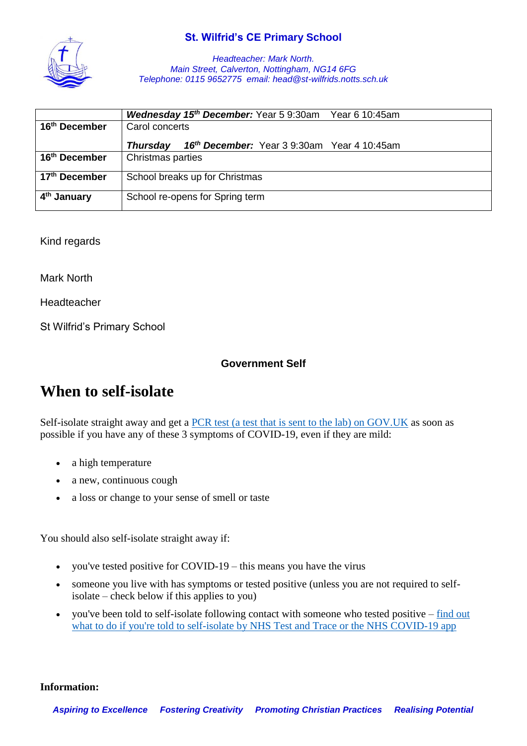| | *Wednesday 15th December:* Year 5 9:30am   Year 6 10:45am |
|---|---|
| **16th December** | Carol concerts<br><br>***Thursday 16th December:*** Year 3 9:30am   Year 4 10:45am |
| **16th December** | Christmas parties |
| **17th December** | School breaks up for Christmas |
| **4th January** | School re-opens for Spring term |

Kind regards

Mark North

Headteacher

St Wilfrid's Primary School

**Government Self**

# When to self-isolate

Self-isolate straight away and get a [PCR test (a test that is sent to the lab) on GOV.UK] as soon as possible if you have any of these 3 symptoms of COVID-19, even if they are mild:

- a high temperature
- a new, continuous cough
- a loss or change to your sense of smell or taste

You should also self-isolate straight away if:

- you've tested positive for COVID-19 – this means you have the virus
- someone you live with has symptoms or tested positive (unless you are not required to self-isolate – check below if this applies to you)
- you've been told to self-isolate following contact with someone who tested positive – [find out what to do if you're told to self-isolate by NHS Test and Trace or the NHS COVID-19 app]

**Information:**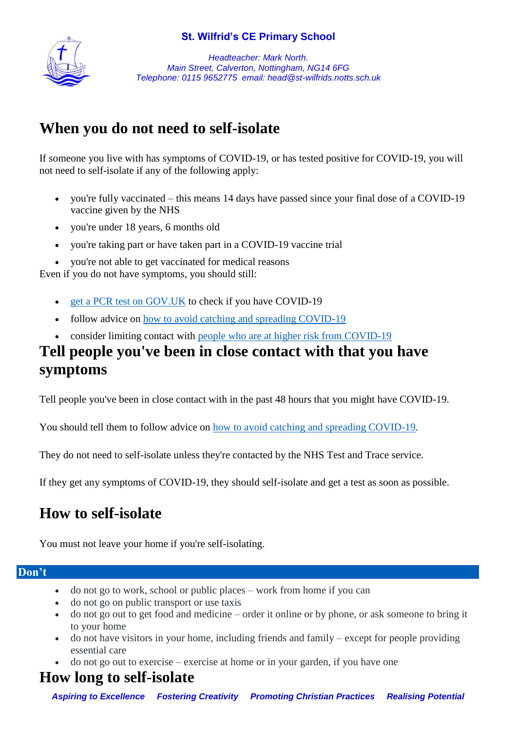## When you do not need to self-isolate

If someone you live with has symptoms of COVID-19, or has tested positive for COVID-19, you will not need to self-isolate if any of the following apply:

- you're fully vaccinated – this means 14 days have passed since your final dose of a COVID-19 vaccine given by the NHS
- you're under 18 years, 6 months old
- you're taking part or have taken part in a COVID-19 vaccine trial
- you're not able to get vaccinated for medical reasons

Even if you do not have symptoms, you should still:

- get a PCR test on GOV.UK to check if you have COVID-19
- follow advice on how to avoid catching and spreading COVID-19
- consider limiting contact with people who are at higher risk from COVID-19

## Tell people you've been in close contact with that you have symptoms

Tell people you've been in close contact with in the past 48 hours that you might have COVID-19.

You should tell them to follow advice on how to avoid catching and spreading COVID-19.

They do not need to self-isolate unless they're contacted by the NHS Test and Trace service.

If they get any symptoms of COVID-19, they should self-isolate and get a test as soon as possible.

## How to self-isolate

You must not leave your home if you're self-isolating.

**Don't**

- do not go to work, school or public places – work from home if you can
- do not go on public transport or use taxis
- do not go out to get food and medicine – order it online or by phone, or ask someone to bring it to your home
- do not have visitors in your home, including friends and family – except for people providing essential care
- do not go out to exercise – exercise at home or in your garden, if you have one

## How long to self-isolate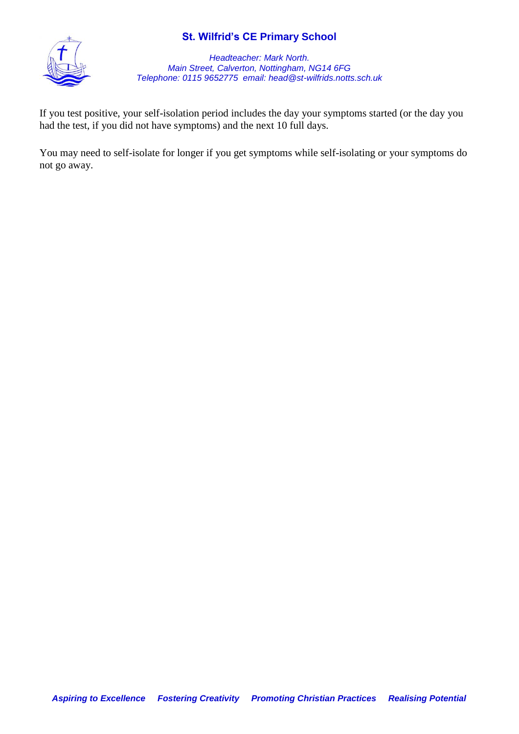If you test positive, your self-isolation period includes the day your symptoms started (or the day you had the test, if you did not have symptoms) and the next 10 full days.

You may need to self-isolate for longer if you get symptoms while self-isolating or your symptoms do not go away.